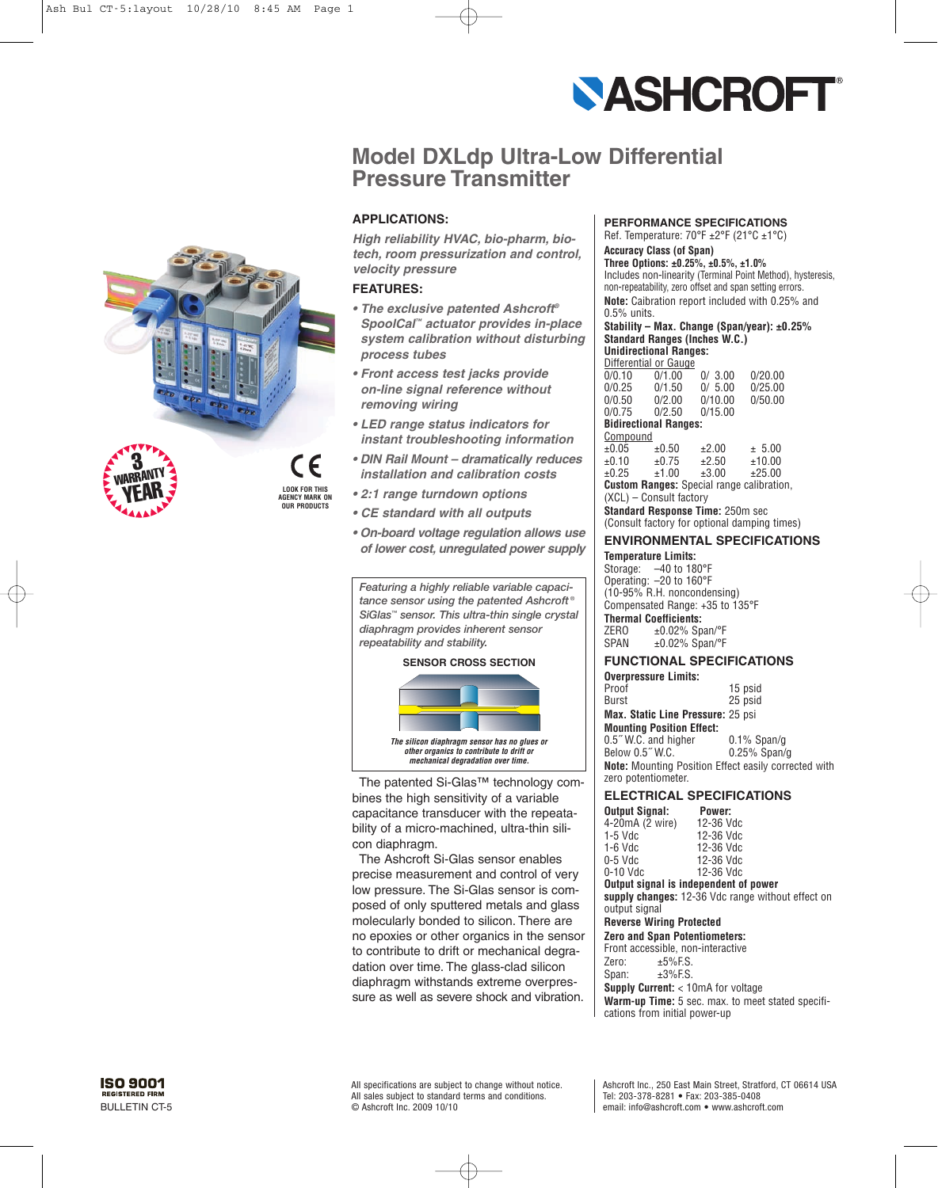ASHCROFT®

# Model DXLdp Ultra-Low Differential Pressure Transmitter

3 WARRANTY YEAR

CE

LOOK FOR THIS AGENCY MARK ON OUR PRODUCTS

## APPLICATIONS:

*High reliability HVAC, bio-pharm, bio-tech, room pressurization and control, velocity pressure*

## FEATURES:

- *The exclusive patented Ashcroft® SpoolCal™ actuator provides in-place system calibration without disturbing process tubes*
- *Front access test jacks provide on-line signal reference without removing wiring*
- *LED range status indicators for instant troubleshooting information*
- *DIN Rail Mount – dramatically reduces installation and calibration costs*
- *2:1 range turndown options*
- *CE standard with all outputs*
- *On-board voltage regulation allows use of lower cost, unregulated power supply*

*Featuring a highly reliable variable capacitance sensor using the patented Ashcroft® SiGlas™ sensor. This ultra-thin single crystal diaphragm provides inherent sensor repeatability and stability.*

**SENSOR CROSS SECTION**

*The silicon diaphragm sensor has no glues or other organics to contribute to drift or mechanical degradation over time.*

The patented Si-Glas™ technology combines the high sensitivity of a variable capacitance transducer with the repeatability of a micro-machined, ultra-thin silicon diaphragm.

The Ashcroft Si-Glas sensor enables precise measurement and control of very low pressure. The Si-Glas sensor is composed of only sputtered metals and glass molecularly bonded to silicon. There are no epoxies or other organics in the sensor to contribute to drift or mechanical degradation over time. The glass-clad silicon diaphragm withstands extreme overpressure as well as severe shock and vibration.

## PERFORMANCE SPECIFICATIONS

Ref. Temperature: 70°F ±2°F (21°C ±1°C)

**Accuracy Class (of Span)**
**Three Options: ±0.25%, ±0.5%, ±1.0%**
Includes non-linearity (Terminal Point Method), hysteresis, non-repeatability, zero offset and span setting errors.

**Note:** Caibration report included with 0.25% and 0.5% units.

**Stability – Max. Change (Span/year): ±0.25%**

**Standard Ranges (Inches W.C.)**

**Unidirectional Ranges:**

Differential or Gauge

| | | | |
|---|---|---|---|
| 0/0.10 | 0/1.00 | 0/ 3.00 | 0/20.00 |
| 0/0.25 | 0/1.50 | 0/ 5.00 | 0/25.00 |
| 0/0.50 | 0/2.00 | 0/10.00 | 0/50.00 |
| 0/0.75 | 0/2.50 | 0/15.00 | |

**Bidirectional Ranges:**

Compound

| | | | |
|---|---|---|---|
| ±0.05 | ±0.50 | ±2.00 | ± 5.00 |
| ±0.10 | ±0.75 | ±2.50 | ±10.00 |
| ±0.25 | ±1.00 | ±3.00 | ±25.00 |

**Custom Ranges:** Special range calibration, (XCL) – Consult factory

**Standard Response Time:** 250m sec (Consult factory for optional damping times)

## ENVIRONMENTAL SPECIFICATIONS

**Temperature Limits:**
Storage: –40 to 180°F
Operating: –20 to 160°F
(10-95% R.H. noncondensing)
Compensated Range: +35 to 135°F

**Thermal Coefficients:**
ZERO ±0.02% Span/°F
SPAN ±0.02% Span/°F

## FUNCTIONAL SPECIFICATIONS

**Overpressure Limits:**
Proof 15 psid
Burst 25 psid

**Max. Static Line Pressure:** 25 psi

**Mounting Position Effect:**
0.5˝ W.C. and higher 0.1% Span/g
Below 0.5˝ W.C. 0.25% Span/g

**Note:** Mounting Position Effect easily corrected with zero potentiometer.

## ELECTRICAL SPECIFICATIONS

| Output Signal: | Power: |
|---|---|
| 4-20mA (2 wire) | 12-36 Vdc |
| 1-5 Vdc | 12-36 Vdc |
| 1-6 Vdc | 12-36 Vdc |
| 0-5 Vdc | 12-36 Vdc |
| 0-10 Vdc | 12-36 Vdc |

**Output signal is independent of power supply changes:** 12-36 Vdc range without effect on output signal

**Reverse Wiring Protected**

**Zero and Span Potentiometers:**
Front accessible, non-interactive
Zero: ±5%F.S.
Span: ±3%F.S.

**Supply Current:** < 10mA for voltage

**Warm-up Time:** 5 sec. max. to meet stated specifications from initial power-up

ISO 9001 REGISTERED FIRM
BULLETIN CT-5

All specifications are subject to change without notice.
All sales subject to standard terms and conditions.
© Ashcroft Inc. 2009 10/10

Ashcroft Inc., 250 East Main Street, Stratford, CT 06614 USA
Tel: 203-378-8281 • Fax: 203-385-0408
email: info@ashcroft.com • www.ashcroft.com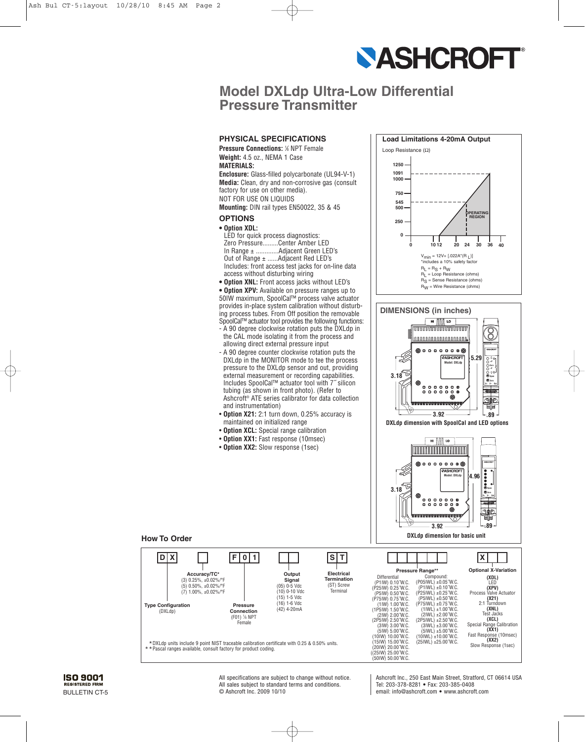# ASHCROFT®

# Model DXLdp Ultra-Low Differential Pressure Transmitter

## PHYSICAL SPECIFICATIONS

**Pressure Connections:** ⅛ NPT Female
**Weight:** 4.5 oz., NEMA 1 Case
**MATERIALS:**
**Enclosure:** Glass-filled polycarbonate (UL94-V-1)
**Media:** Clean, dry and non-corrosive gas (consult factory for use on other media).
NOT FOR USE ON LIQUIDS
**Mounting:** DIN rail types EN50022, 35 & 45

## OPTIONS

- **Option XDL:**
  LED for quick process diagnostics:
  Zero Pressure.........Center Amber LED
  In Range ± .............Adjacent Green LED's
  Out of Range ± ......Adjacent Red LED's
  Includes: front access test jacks for on-line data access without disturbing wiring
- **Option XNL:** Front access jacks without LED's
- **Option XPV:** Available on pressure ranges up to 50IW maximum, SpoolCal™ process valve actuator provides in-place system calibration without disturbing process tubes. From Off position the removable SpoolCal™ actuator tool provides the following functions:
  - A 90 degree clockwise rotation puts the DXLdp in the CAL mode isolating it from the process and allowing direct external pressure input
  - A 90 degree counter clockwise rotation puts the DXLdp in the MONITOR mode to tee the process pressure to the DXLdp sensor and out, providing external measurement or recording capabilities. Includes SpoolCal™ actuator tool with 7˝ silicon tubing (as shown in front photo). (Refer to Ashcroft® ATE series calibrator for data collection and instrumentation)
- **Option X21:** 2:1 turn down, 0.25% accuracy is maintained on initialized range
- **Option XCL:** Special range calibration
- **Option XX1:** Fast response (10msec)
- **Option XX2:** Slow response (1sec)

## Load Limitations 4-20mA Output

Loop Resistance (Ω)

1250
1091
1000
750
545
500
250
0

0 10 12 20 24 30 36 40

OPERATING REGION

$V_{min}$ = 12V+ [.022A*($R_L$)]
*includes a 10% safety factor
$R_L = R_S + R_W$
$R_L$ = Loop Resistance (ohms)
$R_S$ = Sense Resistance (ohms)
$R_W$ = Wire Resistance (ohms)

## DIMENSIONS (in inches)

5.29
3.18
3.92
.89

DXLdp dimension with SpoolCal and LED options

4.96
3.18
3.92
.89

DXLdp dimension for basic unit

## How To Order

| D X | _ | F 0 1 | _ _ | S T | _ _ _ _ _ _ | X _ _ |
|---|---|---|---|---|---|---|
| **Type Configuration** (DXLdp) | **Accuracy/TC*** (3) 0.25%, ±0.02%/°F; (5) 0.50%, ±0.02%/°F; (7) 1.00%, ±0.02%/°F | **Pressure Connection** (F01) ⅛ NPT Female | **Output Signal** (05) 0-5 Vdc; (10) 0-10 Vdc; (15) 1-5 Vdc; (16) 1-6 Vdc; (42) 4-20mA | **Electrical Termination** (ST) Screw Terminal | **Pressure Range**** (see below) | **Optional X-Variation** (see below) |

**Pressure Range****

| Differential | Compound |
|---|---|
| (P1IW) 0.10˝W.C. | (P05IWL) ±0.05˝W.C. |
| (P25IW) 0.25˝W.C. | (P1IWL) ±0.10˝W.C. |
| (P5IW) 0.50˝W.C. | (P25IWL) ±0.25˝W.C. |
| (P75IW) 0.75˝W.C. | (P5IWL) ±0.50˝W.C. |
| (1IW) 1.00˝W.C. | (P75IWL) ±0.75˝W.C. |
| (1P5IW) 1.50˝W.C. | (1IWL) ±1.00˝W.C. |
| (2IW) 2.00˝W.C. | (2IWL) ±2.00˝W.C. |
| (2P5IW) 2.50˝W.C. | (2P5IWL) ±2.50˝W.C. |
| (3IW) 3.00˝W.C. | (3IWL) ±3.00˝W.C. |
| (5IW) 5.00˝W.C. | (5IWL) ±5.00˝W.C. |
| (10IW) 10.00˝W.C. | (10IWL) ±10.00˝W.C. |
| (15IW) 15.00˝W.C. | (25IWL) ±25.00˝W.C. |
| (20IW) 20.00˝W.C. | |
| (25IW) 25.00˝W.C. | |
| (50IW) 50.00˝W.C. | |

**Optional X-Variation**

- **(XDL)** LED
- **(XPV)** Process Valve Actuator
- **(X21)** 2:1 Turndown
- **(XNL)** Test Jacks
- **(XCL)** Special Range Calibration
- **(XX1)** Fast Response (10msec)
- **(XX2)** Slow Response (1sec)

*DXLdp units include 9 point NIST traceable calibration certificate with 0.25 & 0.50% units.
**Pascal ranges available, consult factory for product coding.

ISO 9001 REGISTERED FIRM
BULLETIN CT-5

All specifications are subject to change without notice.
All sales subject to standard terms and conditions.
© Ashcroft Inc. 2009 10/10

Ashcroft Inc., 250 East Main Street, Stratford, CT 06614 USA
Tel: 203-378-8281 • Fax: 203-385-0408
email: info@ashcroft.com • www.ashcroft.com